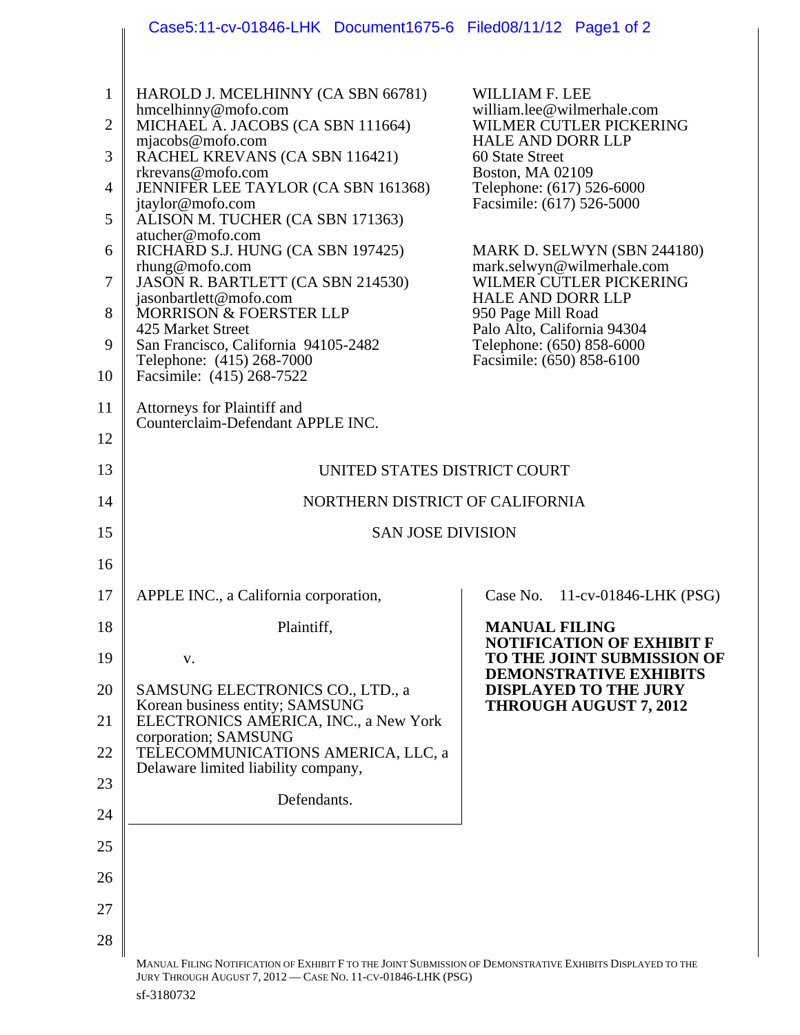HAROLD J. MCELHINNY (CA SBN 66781)
hmcelhinny@mofo.com
MICHAEL A. JACOBS (CA SBN 111664)
mjacobs@mofo.com
RACHEL KREVANS (CA SBN 116421)
rkrevans@mofo.com
JENNIFER LEE TAYLOR (CA SBN 161368)
jtaylor@mofo.com
ALISON M. TUCHER (CA SBN 171363)
atucher@mofo.com
RICHARD S.J. HUNG (CA SBN 197425)
rhung@mofo.com
JASON R. BARTLETT (CA SBN 214530)
jasonbartlett@mofo.com
MORRISON & FOERSTER LLP
425 Market Street
San Francisco, California 94105-2482
Telephone: (415) 268-7000
Facsimile: (415) 268-7522

WILLIAM F. LEE
william.lee@wilmerhale.com
WILMER CUTLER PICKERING
HALE AND DORR LLP
60 State Street
Boston, MA 02109
Telephone: (617) 526-6000
Facsimile: (617) 526-5000

MARK D. SELWYN (SBN 244180)
mark.selwyn@wilmerhale.com
WILMER CUTLER PICKERING
HALE AND DORR LLP
950 Page Mill Road
Palo Alto, California 94304
Telephone: (650) 858-6000
Facsimile: (650) 858-6100

Attorneys for Plaintiff and
Counterclaim-Defendant APPLE INC.

UNITED STATES DISTRICT COURT

NORTHERN DISTRICT OF CALIFORNIA

SAN JOSE DIVISION

APPLE INC., a California corporation,

Plaintiff,

v.

SAMSUNG ELECTRONICS CO., LTD., a Korean business entity; SAMSUNG ELECTRONICS AMERICA, INC., a New York corporation; SAMSUNG TELECOMMUNICATIONS AMERICA, LLC, a Delaware limited liability company,

Defendants.

Case No. 11-cv-01846-LHK (PSG)

**MANUAL FILING NOTIFICATION OF EXHIBIT F TO THE JOINT SUBMISSION OF DEMONSTRATIVE EXHIBITS DISPLAYED TO THE JURY THROUGH AUGUST 7, 2012**

sf-3180732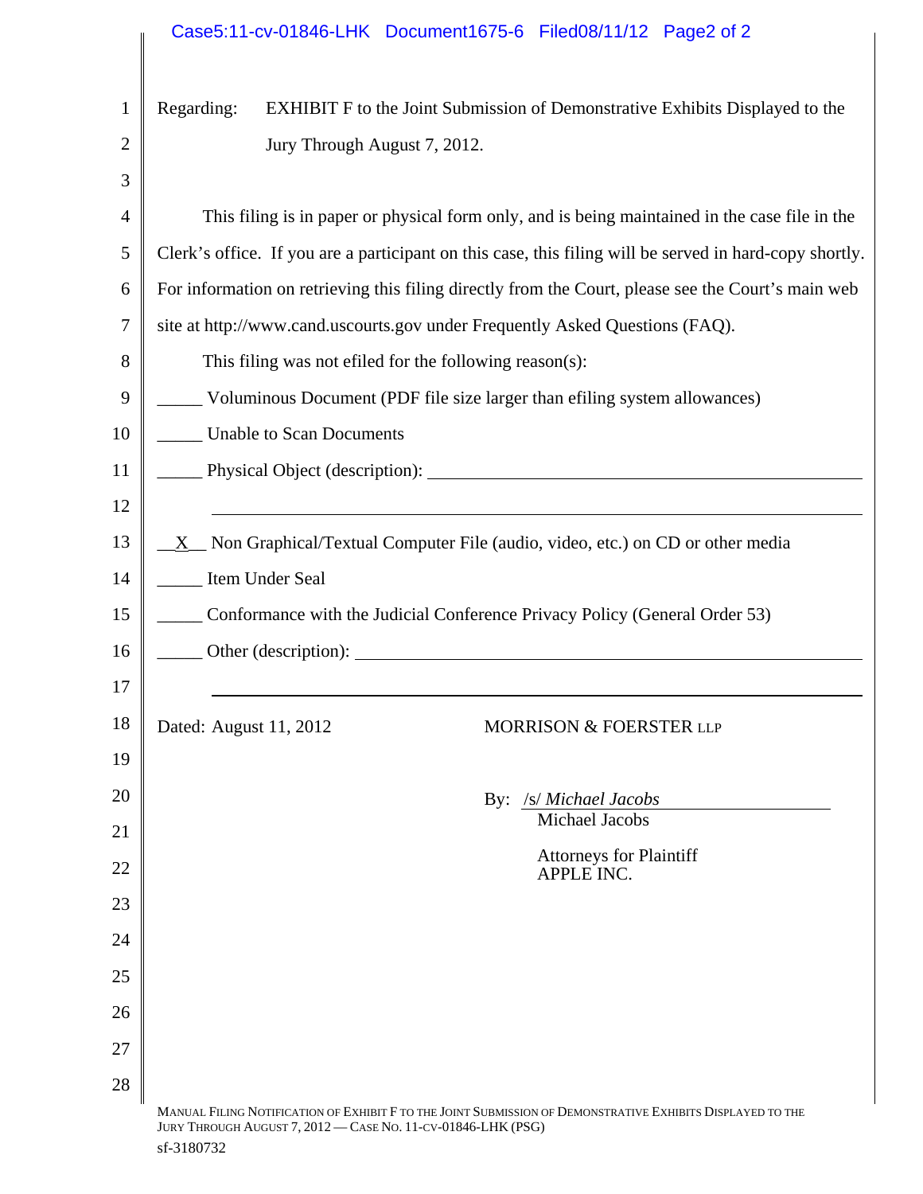Regarding: EXHIBIT F to the Joint Submission of Demonstrative Exhibits Displayed to the Jury Through August 7, 2012.

This filing is in paper or physical form only, and is being maintained in the case file in the Clerk's office. If you are a participant on this case, this filing will be served in hard-copy shortly. For information on retrieving this filing directly from the Court, please see the Court's main web site at http://www.cand.uscourts.gov under Frequently Asked Questions (FAQ).

This filing was not efiled for the following reason(s):

_____ Voluminous Document (PDF file size larger than efiling system allowances)

_____ Unable to Scan Documents

_____ Physical Object (description): ______________________________

__X__ Non Graphical/Textual Computer File (audio, video, etc.) on CD or other media

_____ Item Under Seal

_____ Conformance with the Judicial Conference Privacy Policy (General Order 53)

_____ Other (description): ______________________________

Dated: August 11, 2012

MORRISON & FOERSTER LLP

By: /s/ *Michael Jacobs*
Michael Jacobs

Attorneys for Plaintiff
APPLE INC.

MANUAL FILING NOTIFICATION OF EXHIBIT F TO THE JOINT SUBMISSION OF DEMONSTRATIVE EXHIBITS DISPLAYED TO THE JURY THROUGH AUGUST 7, 2012 — CASE NO. 11-CV-01846-LHK (PSG)
sf-3180732